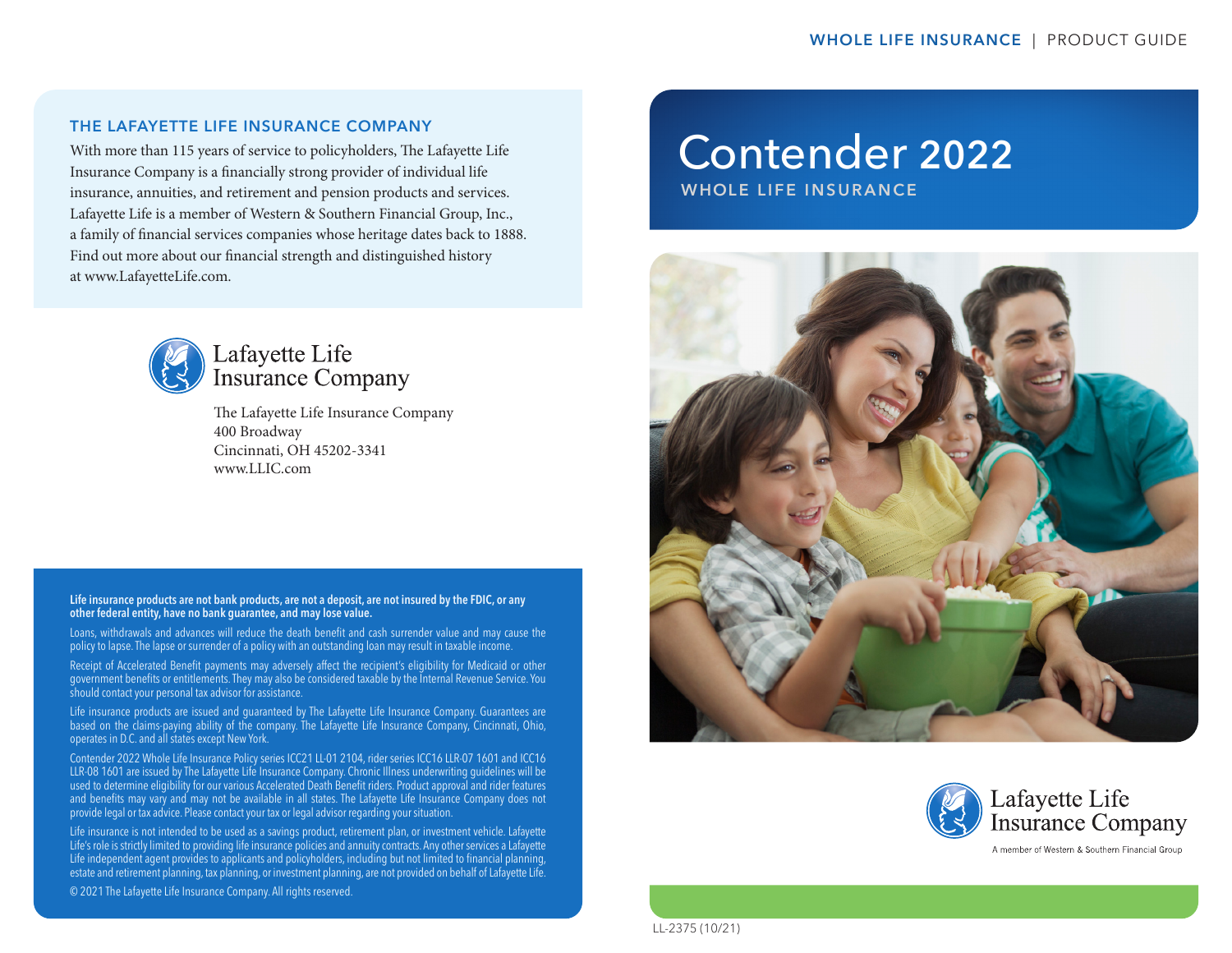WHOLE LIFE INSURANCE | PRODUCT GUIDE

## THE LAFAYETTE LIFE INSURANCE COMPANY

With more than 115 years of service to policyholders, The Lafayette Life Insurance Company is a financially strong provider of individual life insurance, annuities, and retirement and pension products and services. Lafayette Life is a member of Western & Southern Financial Group, Inc., a family of financial services companies whose heritage dates back to 1888. Find out more about our financial strength and distinguished history at www.LafayetteLife.com.

Lafayette Life Insurance Company

The Lafayette Life Insurance Company
400 Broadway
Cincinnati, OH 45202-3341
www.LLIC.com

**Life insurance products are not bank products, are not a deposit, are not insured by the FDIC, or any other federal entity, have no bank guarantee, and may lose value.**

Loans, withdrawals and advances will reduce the death benefit and cash surrender value and may cause the policy to lapse. The lapse or surrender of a policy with an outstanding loan may result in taxable income.

Receipt of Accelerated Benefit payments may adversely affect the recipient's eligibility for Medicaid or other government benefits or entitlements. They may also be considered taxable by the Internal Revenue Service. You should contact your personal tax advisor for assistance.

Life insurance products are issued and guaranteed by The Lafayette Life Insurance Company. Guarantees are based on the claims-paying ability of the company. The Lafayette Life Insurance Company, Cincinnati, Ohio, operates in D.C. and all states except New York.

Contender 2022 Whole Life Insurance Policy series ICC21 LL-01 2104, rider series ICC16 LLR-07 1601 and ICC16 LLR-08 1601 are issued by The Lafayette Life Insurance Company. Chronic Illness underwriting guidelines will be used to determine eligibility for our various Accelerated Death Benefit riders. Product approval and rider features and benefits may vary and may not be available in all states. The Lafayette Life Insurance Company does not provide legal or tax advice. Please contact your tax or legal advisor regarding your situation.

Life insurance is not intended to be used as a savings product, retirement plan, or investment vehicle. Lafayette Life's role is strictly limited to providing life insurance policies and annuity contracts. Any other services a Lafayette Life independent agent provides to applicants and policyholders, including but not limited to financial planning, estate and retirement planning, tax planning, or investment planning, are not provided on behalf of Lafayette Life.

© 2021 The Lafayette Life Insurance Company. All rights reserved.

# Contender 2022

## WHOLE LIFE INSURANCE

Lafayette Life Insurance Company

A member of Western & Southern Financial Group

LL-2375 (10/21)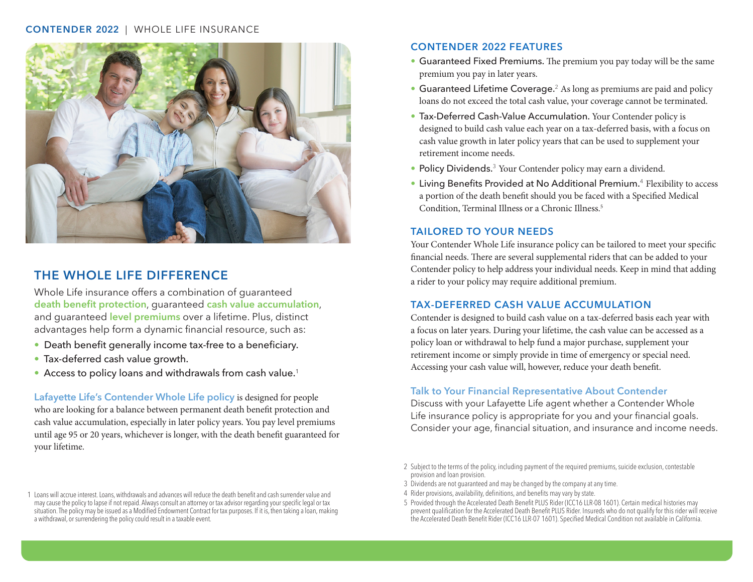## THE WHOLE LIFE DIFFERENCE

Whole Life insurance offers a combination of guaranteed **death benefit protection**, guaranteed **cash value accumulation**, and guaranteed **level premiums** over a lifetime. Plus, distinct advantages help form a dynamic financial resource, such as:

- Death benefit generally income tax-free to a beneficiary.
- Tax-deferred cash value growth.
- Access to policy loans and withdrawals from cash value.[1]

**Lafayette Life's Contender Whole Life policy** is designed for people who are looking for a balance between permanent death benefit protection and cash value accumulation, especially in later policy years. You pay level premiums until age 95 or 20 years, whichever is longer, with the death benefit guaranteed for your lifetime.

1 Loans will accrue interest. Loans, withdrawals and advances will reduce the death benefit and cash surrender value and may cause the policy to lapse if not repaid. Always consult an attorney or tax advisor regarding your specific legal or tax situation. The policy may be issued as a Modified Endowment Contract for tax purposes. If it is, then taking a loan, making a withdrawal, or surrendering the policy could result in a taxable event.

## CONTENDER 2022 FEATURES

- **Guaranteed Fixed Premiums.** The premium you pay today will be the same premium you pay in later years.
- **Guaranteed Lifetime Coverage.**[2] As long as premiums are paid and policy loans do not exceed the total cash value, your coverage cannot be terminated.
- **Tax-Deferred Cash-Value Accumulation.** Your Contender policy is designed to build cash value each year on a tax-deferred basis, with a focus on cash value growth in later policy years that can be used to supplement your retirement income needs.
- **Policy Dividends.**[3] Your Contender policy may earn a dividend.
- **Living Benefits Provided at No Additional Premium.**[4] Flexibility to access a portion of the death benefit should you be faced with a Specified Medical Condition, Terminal Illness or a Chronic Illness.[5]

## TAILORED TO YOUR NEEDS

Your Contender Whole Life insurance policy can be tailored to meet your specific financial needs. There are several supplemental riders that can be added to your Contender policy to help address your individual needs. Keep in mind that adding a rider to your policy may require additional premium.

## TAX-DEFERRED CASH VALUE ACCUMULATION

Contender is designed to build cash value on a tax-deferred basis each year with a focus on later years. During your lifetime, the cash value can be accessed as a policy loan or withdrawal to help fund a major purchase, supplement your retirement income or simply provide in time of emergency or special need. Accessing your cash value will, however, reduce your death benefit.

### Talk to Your Financial Representative About Contender

Discuss with your Lafayette Life agent whether a Contender Whole Life insurance policy is appropriate for you and your financial goals. Consider your age, financial situation, and insurance and income needs.

2 Subject to the terms of the policy, including payment of the required premiums, suicide exclusion, contestable provision and loan provision.

3 Dividends are not guaranteed and may be changed by the company at any time.

4 Rider provisions, availability, definitions, and benefits may vary by state.

5 Provided through the Accelerated Death Benefit PLUS Rider (ICC16 LLR-08 1601). Certain medical histories may prevent qualification for the Accelerated Death Benefit PLUS Rider. Insureds who do not qualify for this rider will receive the Accelerated Death Benefit Rider (ICC16 LLR-07 1601). Specified Medical Condition not available in California.